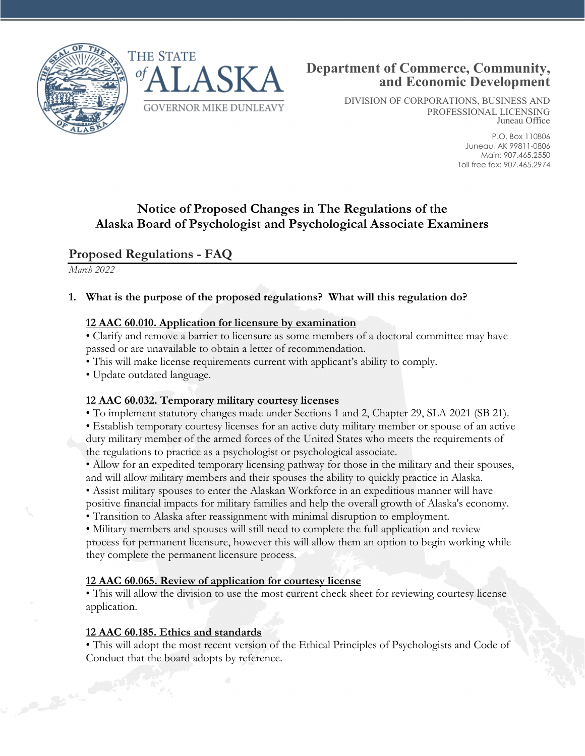THE STATE of ALASKA

GOVERNOR MIKE DUNLEAVY

**Department of Commerce, Community, and Economic Development**

DIVISION OF CORPORATIONS, BUSINESS AND PROFESSIONAL LICENSING
Juneau Office

P.O. Box 110806
Juneau, AK 99811-0806
Main: 907.465.2550
Toll free fax: 907.465.2974

# Notice of Proposed Changes in The Regulations of the Alaska Board of Psychologist and Psychological Associate Examiners

## Proposed Regulations - FAQ

*March 2022*

**1. What is the purpose of the proposed regulations? What will this regulation do?**

**12 AAC 60.010. Application for licensure by examination**

- Clarify and remove a barrier to licensure as some members of a doctoral committee may have passed or are unavailable to obtain a letter of recommendation.
- This will make license requirements current with applicant's ability to comply.
- Update outdated language.

**12 AAC 60.032. Temporary military courtesy licenses**

- To implement statutory changes made under Sections 1 and 2, Chapter 29, SLA 2021 (SB 21).
- Establish temporary courtesy licenses for an active duty military member or spouse of an active duty military member of the armed forces of the United States who meets the requirements of the regulations to practice as a psychologist or psychological associate.
- Allow for an expedited temporary licensing pathway for those in the military and their spouses, and will allow military members and their spouses the ability to quickly practice in Alaska.
- Assist military spouses to enter the Alaskan Workforce in an expeditious manner will have positive financial impacts for military families and help the overall growth of Alaska's economy.
- Transition to Alaska after reassignment with minimal disruption to employment.
- Military members and spouses will still need to complete the full application and review process for permanent licensure, however this will allow them an option to begin working while they complete the permanent licensure process.

**12 AAC 60.065. Review of application for courtesy license**

- This will allow the division to use the most current check sheet for reviewing courtesy license application.

**12 AAC 60.185. Ethics and standards**

- This will adopt the most recent version of the Ethical Principles of Psychologists and Code of Conduct that the board adopts by reference.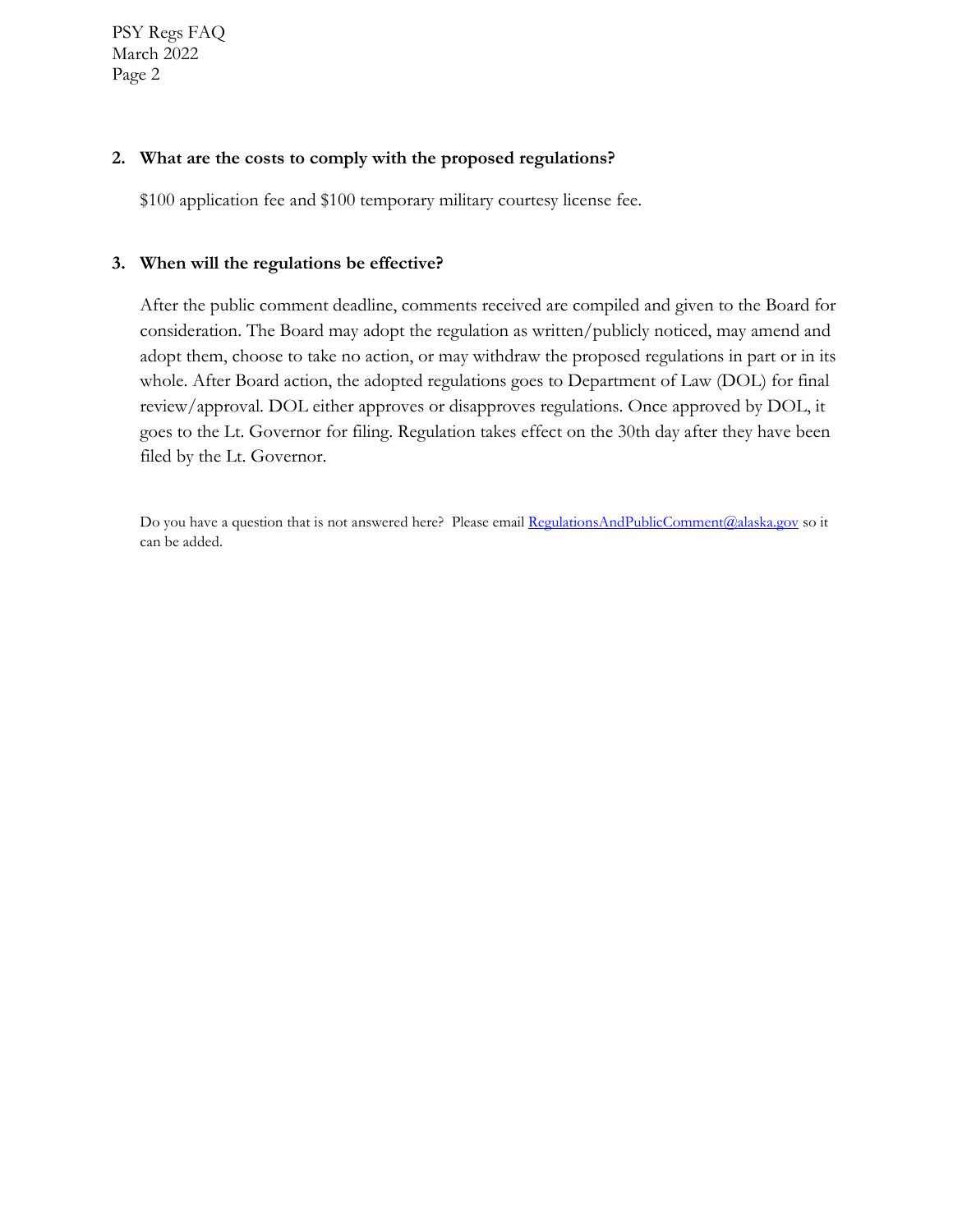**2. What are the costs to comply with the proposed regulations?**

$100 application fee and $100 temporary military courtesy license fee.

**3. When will the regulations be effective?**

After the public comment deadline, comments received are compiled and given to the Board for consideration. The Board may adopt the regulation as written/publicly noticed, may amend and adopt them, choose to take no action, or may withdraw the proposed regulations in part or in its whole. After Board action, the adopted regulations goes to Department of Law (DOL) for final review/approval. DOL either approves or disapproves regulations. Once approved by DOL, it goes to the Lt. Governor for filing. Regulation takes effect on the 30th day after they have been filed by the Lt. Governor.

Do you have a question that is not answered here? Please email [RegulationsAndPublicComment@alaska.gov](mailto:RegulationsAndPublicComment@alaska.gov) so it can be added.